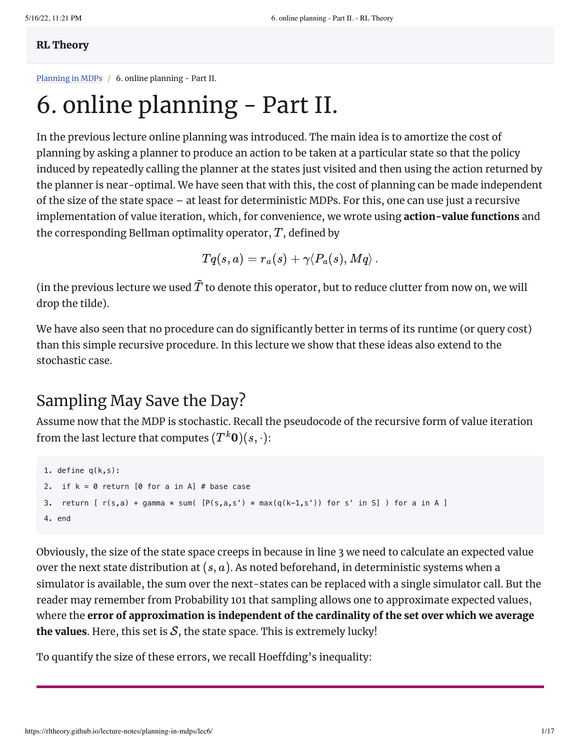RL Theory

Planning in MDPs / 6. online planning - Part II.

# 6. online planning - Part II.

In the previous lecture online planning was introduced. The main idea is to amortize the cost of planning by asking a planner to produce an action to be taken at a particular state so that the policy induced by repeatedly calling the planner at the states just visited and then using the action returned by the planner is near-optimal. We have seen that with this, the cost of planning can be made independent of the size of the state space – at least for deterministic MDPs. For this, one can use just a recursive implementation of value iteration, which, for convenience, we wrote using **action-value functions** and the corresponding Bellman optimality operator, $T$, defined by

$$Tq(s,a) = r_a(s) + \gamma \langle P_a(s), Mq \rangle \,.$$

(in the previous lecture we used $\tilde{T}$ to denote this operator, but to reduce clutter from now on, we will drop the tilde).

We have also seen that no procedure can do significantly better in terms of its runtime (or query cost) than this simple recursive procedure. In this lecture we show that these ideas also extend to the stochastic case.

## Sampling May Save the Day?

Assume now that the MDP is stochastic. Recall the pseudocode of the recursive form of value iteration from the last lecture that computes $(T^k \mathbf{0})(s, \cdot)$:

```
1. define q(k,s):
2.  if k = 0 return [0 for a in A] # base case
3.  return [ r(s,a) + gamma * sum( [P(s,a,s') * max(q(k-1,s')) for s' in S] ) for a in A ]
4. end
```

Obviously, the size of the state space creeps in because in line 3 we need to calculate an expected value over the next state distribution at $(s, a)$. As noted beforehand, in deterministic systems when a simulator is available, the sum over the next-states can be replaced with a single simulator call. But the reader may remember from Probability 101 that sampling allows one to approximate expected values, where the **error of approximation is independent of the cardinality of the set over which we average the values**. Here, this set is $\mathcal{S}$, the state space. This is extremely lucky!

To quantify the size of these errors, we recall Hoeffding's inequality: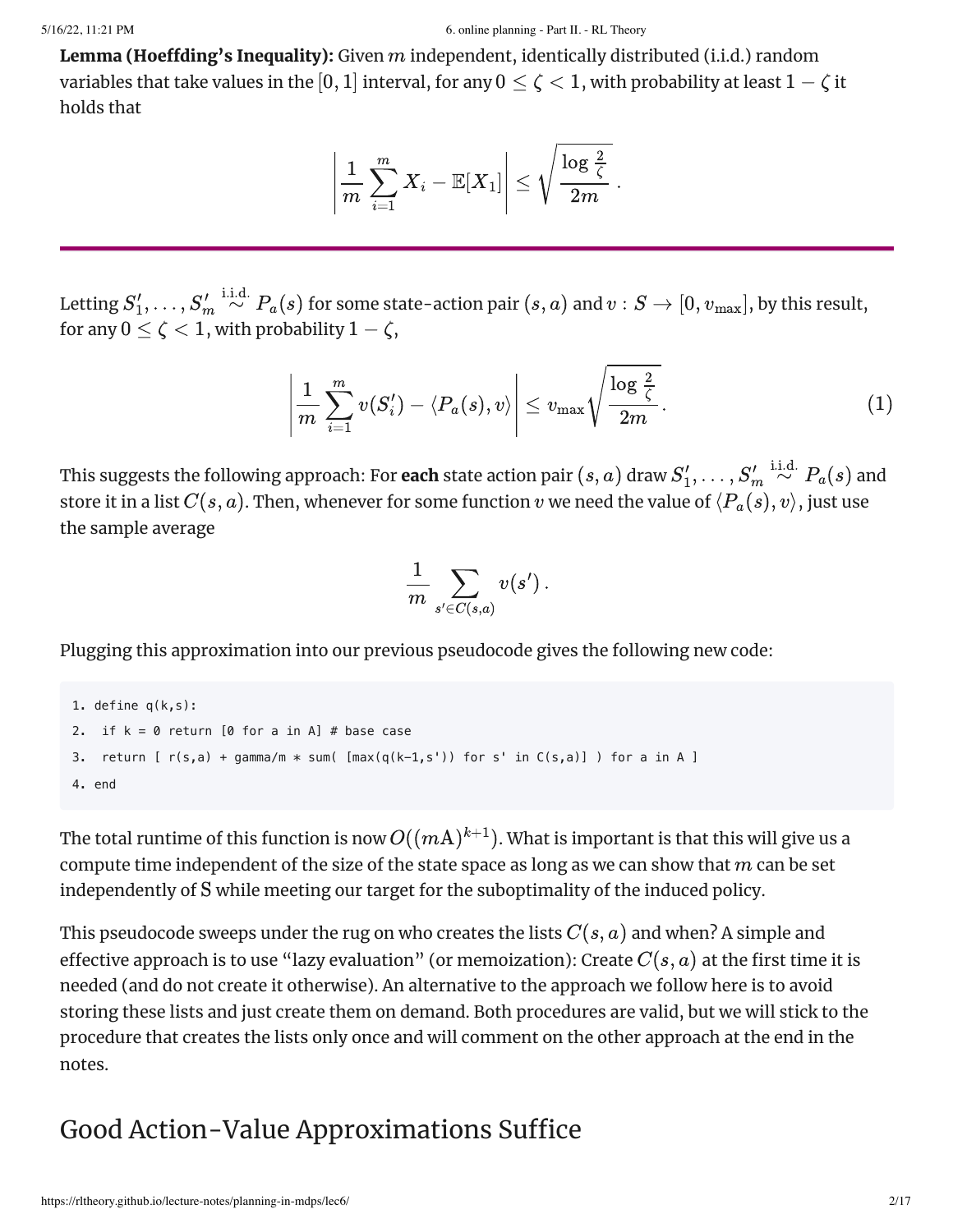**Lemma (Hoeffding's Inequality):** Given $m$ independent, identically distributed (i.i.d.) random variables that take values in the $[0, 1]$ interval, for any $0 \leq \zeta < 1$, with probability at least $1 - \zeta$ it holds that

$$\left| \frac{1}{m} \sum_{i=1}^{m} X_i - \mathbb{E}[X_1] \right| \leq \sqrt{\frac{\log \frac{2}{\zeta}}{2m}} \,.$$

---

Letting $S'_1, \dots, S'_m \overset{\text{i.i.d.}}{\sim} P_a(s)$ for some state-action pair $(s, a)$ and $v : S \to [0, v_{\max}]$, by this result, for any $0 \leq \zeta < 1$, with probability $1 - \zeta$,

$$\left| \frac{1}{m} \sum_{i=1}^{m} v(S'_i) - \langle P_a(s), v \rangle \right| \leq v_{\max} \sqrt{\frac{\log \frac{2}{\zeta}}{2m}} \,. \tag{1}$$

This suggests the following approach: For **each** state action pair $(s, a)$ draw $S'_1, \dots, S'_m \overset{\text{i.i.d.}}{\sim} P_a(s)$ and store it in a list $C(s, a)$. Then, whenever for some function $v$ we need the value of $\langle P_a(s), v \rangle$, just use the sample average

$$\frac{1}{m} \sum_{s' \in C(s,a)} v(s') \,.$$

Plugging this approximation into our previous pseudocode gives the following new code:

```
1. define q(k,s):
2.  if k = 0 return [0 for a in A] # base case
3.  return [ r(s,a) + gamma/m * sum( [max(q(k-1,s')) for s' in C(s,a)] ) for a in A ]
4. end
```

The total runtime of this function is now $O((m\mathrm{A})^{k+1})$. What is important is that this will give us a compute time independent of the size of the state space as long as we can show that $m$ can be set independently of $\mathrm{S}$ while meeting our target for the suboptimality of the induced policy.

This pseudocode sweeps under the rug on who creates the lists $C(s, a)$ and when? A simple and effective approach is to use "lazy evaluation" (or memoization): Create $C(s, a)$ at the first time it is needed (and do not create it otherwise). An alternative to the approach we follow here is to avoid storing these lists and just create them on demand. Both procedures are valid, but we will stick to the procedure that creates the lists only once and will comment on the other approach at the end in the notes.

## Good Action-Value Approximations Suffice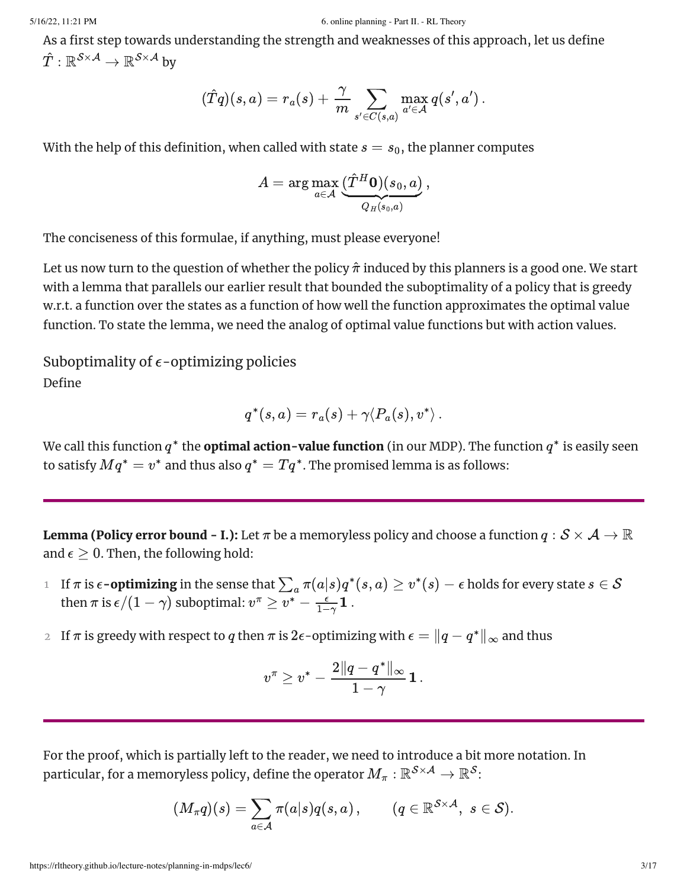As a first step towards understanding the strength and weaknesses of this approach, let us define $\hat{T} : \mathbb{R}^{\mathcal{S}\times\mathcal{A}} \to \mathbb{R}^{\mathcal{S}\times\mathcal{A}}$ by

$$(\hat{T}q)(s,a) = r_a(s) + \frac{\gamma}{m} \sum_{s' \in C(s,a)} \max_{a' \in \mathcal{A}} q(s', a') \,.$$

With the help of this definition, when called with state $s = s_0$, the planner computes

$$A = \arg\max_{a \in \mathcal{A}} \underbrace{(\hat{T}^H \mathbf{0})(s_0, a)}_{Q_H(s_0,a)} \,,$$

The conciseness of this formulae, if anything, must please everyone!

Let us now turn to the question of whether the policy $\hat{\pi}$ induced by this planners is a good one. We start with a lemma that parallels our earlier result that bounded the suboptimality of a policy that is greedy w.r.t. a function over the states as a function of how well the function approximates the optimal value function. To state the lemma, we need the analog of optimal value functions but with action values.

## Suboptimality of $\epsilon$-optimizing policies

Define

$$q^*(s,a) = r_a(s) + \gamma \langle P_a(s), v^* \rangle \,.$$

We call this function $q^*$ the **optimal action-value function** (in our MDP). The function $q^*$ is easily seen to satisfy $Mq^* = v^*$ and thus also $q^* = Tq^*$. The promised lemma is as follows:

---

**Lemma (Policy error bound - I.):** Let $\pi$ be a memoryless policy and choose a function $q : \mathcal{S} \times \mathcal{A} \to \mathbb{R}$ and $\epsilon \geq 0$. Then, the following hold:

1. If $\pi$ is $\epsilon$**-optimizing** in the sense that $\sum_a \pi(a|s) q^*(s,a) \geq v^*(s) - \epsilon$ holds for every state $s \in \mathcal{S}$ then $\pi$ is $\epsilon/(1-\gamma)$ suboptimal: $v^\pi \geq v^* - \frac{\epsilon}{1-\gamma}\mathbf{1}$ .
2. If $\pi$ is greedy with respect to $q$ then $\pi$ is $2\epsilon$-optimizing with $\epsilon = \|q - q^*\|_\infty$ and thus

$$v^\pi \geq v^* - \frac{2\|q - q^*\|_\infty}{1-\gamma}\mathbf{1} \,.$$

---

For the proof, which is partially left to the reader, we need to introduce a bit more notation. In particular, for a memoryless policy, define the operator $M_\pi : \mathbb{R}^{\mathcal{S}\times\mathcal{A}} \to \mathbb{R}^{\mathcal{S}}$:

$$(M_\pi q)(s) = \sum_{a \in \mathcal{A}} \pi(a|s) q(s,a) \,, \qquad (q \in \mathbb{R}^{\mathcal{S}\times\mathcal{A}},\ s \in \mathcal{S}).$$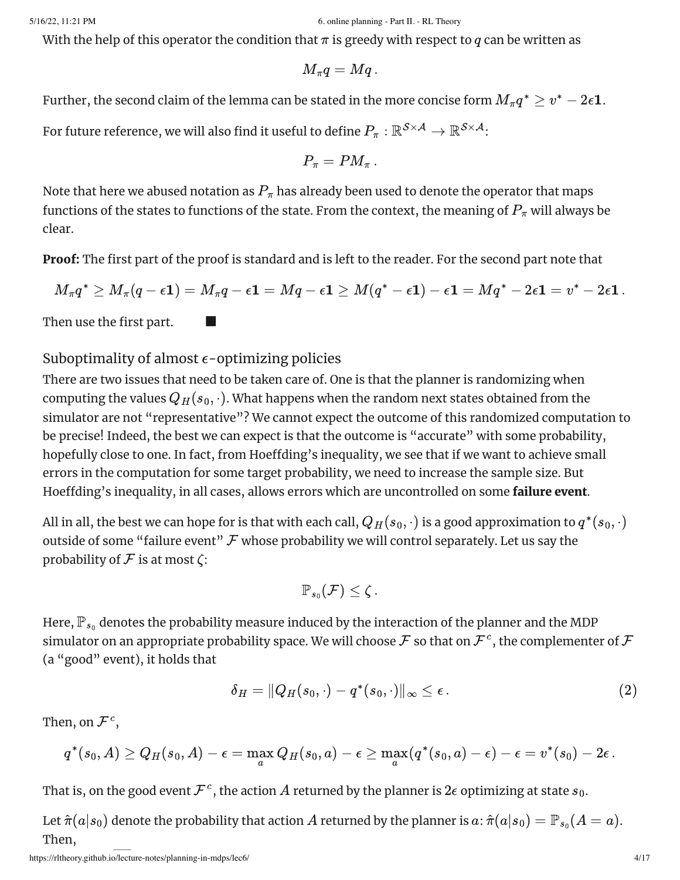With the help of this operator the condition that $\pi$ is greedy with respect to $q$ can be written as

$$M_\pi q = Mq\,.$$

Further, the second claim of the lemma can be stated in the more concise form $M_\pi q^* \ge v^* - 2\epsilon\mathbf{1}$.

For future reference, we will also find it useful to define $P_\pi : \mathbb{R}^{\mathcal{S}\times\mathcal{A}} \to \mathbb{R}^{\mathcal{S}\times\mathcal{A}}$:

$$P_\pi = PM_\pi\,.$$

Note that here we abused notation as $P_\pi$ has already been used to denote the operator that maps functions of the states to functions of the state. From the context, the meaning of $P_\pi$ will always be clear.

**Proof:** The first part of the proof is standard and is left to the reader. For the second part note that

$$M_\pi q^* \ge M_\pi(q - \epsilon\mathbf{1}) = M_\pi q - \epsilon\mathbf{1} = Mq - \epsilon\mathbf{1} \ge M(q^* - \epsilon\mathbf{1}) - \epsilon\mathbf{1} = Mq^* - 2\epsilon\mathbf{1} = v^* - 2\epsilon\mathbf{1}\,.$$

Then use the first part. ■

## Suboptimality of almost $\epsilon$-optimizing policies

There are two issues that need to be taken care of. One is that the planner is randomizing when computing the values $Q_H(s_0,\cdot)$. What happens when the random next states obtained from the simulator are not "representative"? We cannot expect the outcome of this randomized computation to be precise! Indeed, the best we can expect is that the outcome is "accurate" with some probability, hopefully close to one. In fact, from Hoeffding's inequality, we see that if we want to achieve small errors in the computation for some target probability, we need to increase the sample size. But Hoeffding's inequality, in all cases, allows errors which are uncontrolled on some **failure event**.

All in all, the best we can hope for is that with each call, $Q_H(s_0,\cdot)$ is a good approximation to $q^*(s_0,\cdot)$ outside of some "failure event" $\mathcal{F}$ whose probability we will control separately. Let us say the probability of $\mathcal{F}$ is at most $\zeta$:

$$\mathbb{P}_{s_0}(\mathcal{F}) \le \zeta\,.$$

Here, $\mathbb{P}_{s_0}$ denotes the probability measure induced by the interaction of the planner and the MDP simulator on an appropriate probability space. We will choose $\mathcal{F}$ so that on $\mathcal{F}^c$, the complementer of $\mathcal{F}$ (a "good" event), it holds that

$$\delta_H = \|Q_H(s_0,\cdot) - q^*(s_0,\cdot)\|_\infty \le \epsilon\,. \tag{2}$$

Then, on $\mathcal{F}^c$,

$$q^*(s_0,A) \ge Q_H(s_0,A) - \epsilon = \max_a Q_H(s_0,a) - \epsilon \ge \max_a (q^*(s_0,a) - \epsilon) - \epsilon = v^*(s_0) - 2\epsilon\,.$$

That is, on the good event $\mathcal{F}^c$, the action $A$ returned by the planner is $2\epsilon$ optimizing at state $s_0$.

Let $\hat{\pi}(a|s_0)$ denote the probability that action $A$ returned by the planner is $a$: $\hat{\pi}(a|s_0) = \mathbb{P}_{s_0}(A = a)$. Then,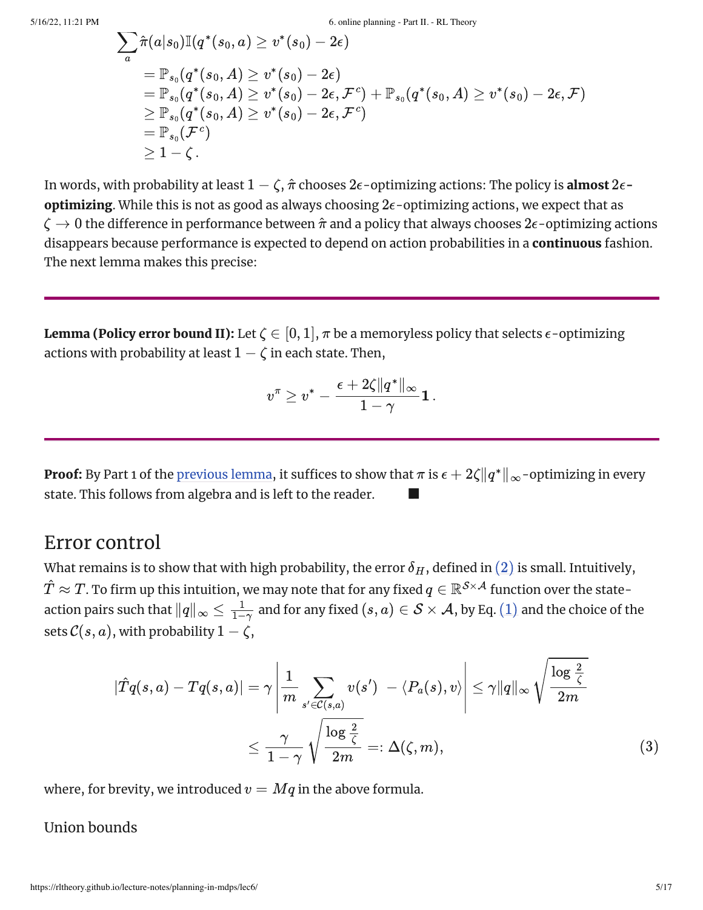$$
\begin{aligned}
\sum_a \hat{\pi}(a|s_0)\mathbb{I}(q^*(s_0,a) \geq v^*(s_0) - 2\epsilon) \\
&= \mathbb{P}_{s_0}(q^*(s_0,A) \geq v^*(s_0) - 2\epsilon) \\
&= \mathbb{P}_{s_0}(q^*(s_0,A) \geq v^*(s_0) - 2\epsilon, \mathcal{F}^c) + \mathbb{P}_{s_0}(q^*(s_0,A) \geq v^*(s_0) - 2\epsilon, \mathcal{F}) \\
&\geq \mathbb{P}_{s_0}(q^*(s_0,A) \geq v^*(s_0) - 2\epsilon, \mathcal{F}^c) \\
&= \mathbb{P}_{s_0}(\mathcal{F}^c) \\
&\geq 1 - \zeta\,.
\end{aligned}
$$

In words, with probability at least $1-\zeta$, $\hat{\pi}$ chooses $2\epsilon$-optimizing actions: The policy is **almost $2\epsilon$-optimizing**. While this is not as good as always choosing $2\epsilon$-optimizing actions, we expect that as $\zeta \to 0$ the difference in performance between $\hat{\pi}$ and a policy that always chooses $2\epsilon$-optimizing actions disappears because performance is expected to depend on action probabilities in a **continuous** fashion. The next lemma makes this precise:

---

**Lemma (Policy error bound II):** Let $\zeta \in [0,1]$, $\pi$ be a memoryless policy that selects $\epsilon$-optimizing actions with probability at least $1-\zeta$ in each state. Then,

$$
v^\pi \geq v^* - \frac{\epsilon + 2\zeta\|q^*\|_\infty}{1-\gamma}\mathbf{1}\,.
$$

---

**Proof:** By Part 1 of the previous lemma, it suffices to show that $\pi$ is $\epsilon + 2\zeta\|q^*\|_\infty$-optimizing in every state. This follows from algebra and is left to the reader. ∎

## Error control

What remains is to show that with high probability, the error $\delta_H$, defined in (2) is small. Intuitively, $\hat{T} \approx T$. To firm up this intuition, we may note that for any fixed $q \in \mathbb{R}^{\mathcal{S}\times\mathcal{A}}$ function over the state-action pairs such that $\|q\|_\infty \leq \frac{1}{1-\gamma}$ and for any fixed $(s,a) \in \mathcal{S}\times\mathcal{A}$, by Eq. (1) and the choice of the sets $\mathcal{C}(s,a)$, with probability $1-\zeta$,

$$
\begin{aligned}
|\hat{T}q(s,a) - Tq(s,a)| &= \gamma\left|\frac{1}{m}\sum_{s'\in\mathcal{C}(s,a)} v(s') \; - \langle P_a(s), v\rangle\right| \leq \gamma\|q\|_\infty\sqrt{\frac{\log\frac{2}{\zeta}}{2m}} \\
&\leq \frac{\gamma}{1-\gamma}\sqrt{\frac{\log\frac{2}{\zeta}}{2m}} =: \Delta(\zeta, m),
\end{aligned} \tag{3}
$$

where, for brevity, we introduced $v = Mq$ in the above formula.

### Union bounds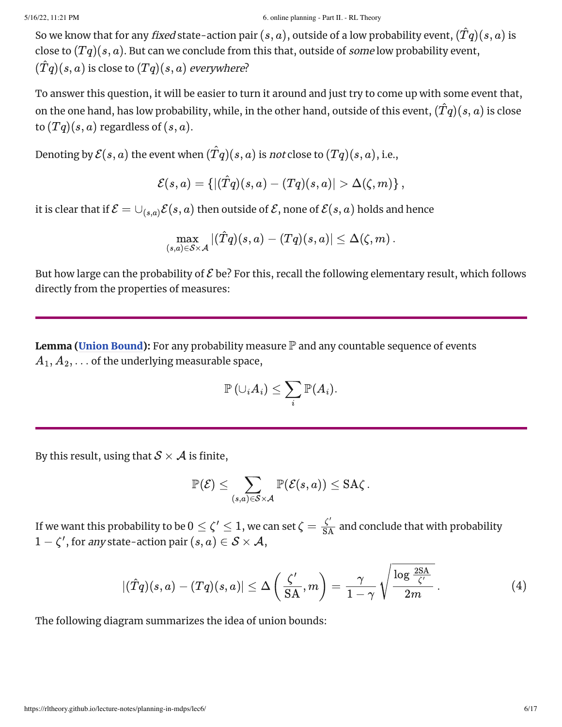So we know that for any *fixed* state-action pair $(s, a)$, outside of a low probability event, $(\hat{T}q)(s, a)$ is close to $(Tq)(s, a)$. But can we conclude from this that, outside of *some* low probability event, $(\hat{T}q)(s, a)$ is close to $(Tq)(s, a)$ *everywhere*?

To answer this question, it will be easier to turn it around and just try to come up with some event that, on the one hand, has low probability, while, in the other hand, outside of this event, $(\hat{T}q)(s, a)$ is close to $(Tq)(s, a)$ regardless of $(s, a)$.

Denoting by $\mathcal{E}(s, a)$ the event when $(\hat{T}q)(s, a)$ is *not* close to $(Tq)(s, a)$, i.e.,

$$\mathcal{E}(s, a) = \{|(\hat{T}q)(s, a) - (Tq)(s, a)| > \Delta(\zeta, m)\},$$

it is clear that if $\mathcal{E} = \cup_{(s,a)} \mathcal{E}(s, a)$ then outside of $\mathcal{E}$, none of $\mathcal{E}(s, a)$ holds and hence

$$\max_{(s,a)\in\mathcal{S}\times\mathcal{A}} |(\hat{T}q)(s, a) - (Tq)(s, a)| \le \Delta(\zeta, m).$$

But how large can the probability of $\mathcal{E}$ be? For this, recall the following elementary result, which follows directly from the properties of measures:

---

**Lemma (Union Bound):** For any probability measure $\mathbb{P}$ and any countable sequence of events $A_1, A_2, \ldots$ of the underlying measurable space,

$$\mathbb{P}(\cup_i A_i) \le \sum_i \mathbb{P}(A_i).$$

---

By this result, using that $\mathcal{S} \times \mathcal{A}$ is finite,

$$\mathbb{P}(\mathcal{E}) \le \sum_{(s,a)\in\mathcal{S}\times\mathcal{A}} \mathbb{P}(\mathcal{E}(s, a)) \le \mathrm{SA}\zeta.$$

If we want this probability to be $0 \le \zeta' \le 1$, we can set $\zeta = \frac{\zeta'}{\mathrm{SA}}$ and conclude that with probability $1 - \zeta'$, for *any* state-action pair $(s, a) \in \mathcal{S} \times \mathcal{A}$,

$$|(\hat{T}q)(s, a) - (Tq)(s, a)| \le \Delta\left(\frac{\zeta'}{\mathrm{SA}}, m\right) = \frac{\gamma}{1-\gamma}\sqrt{\frac{\log \frac{2\mathrm{SA}}{\zeta'}}{2m}}. \tag{4}$$

The following diagram summarizes the idea of union bounds: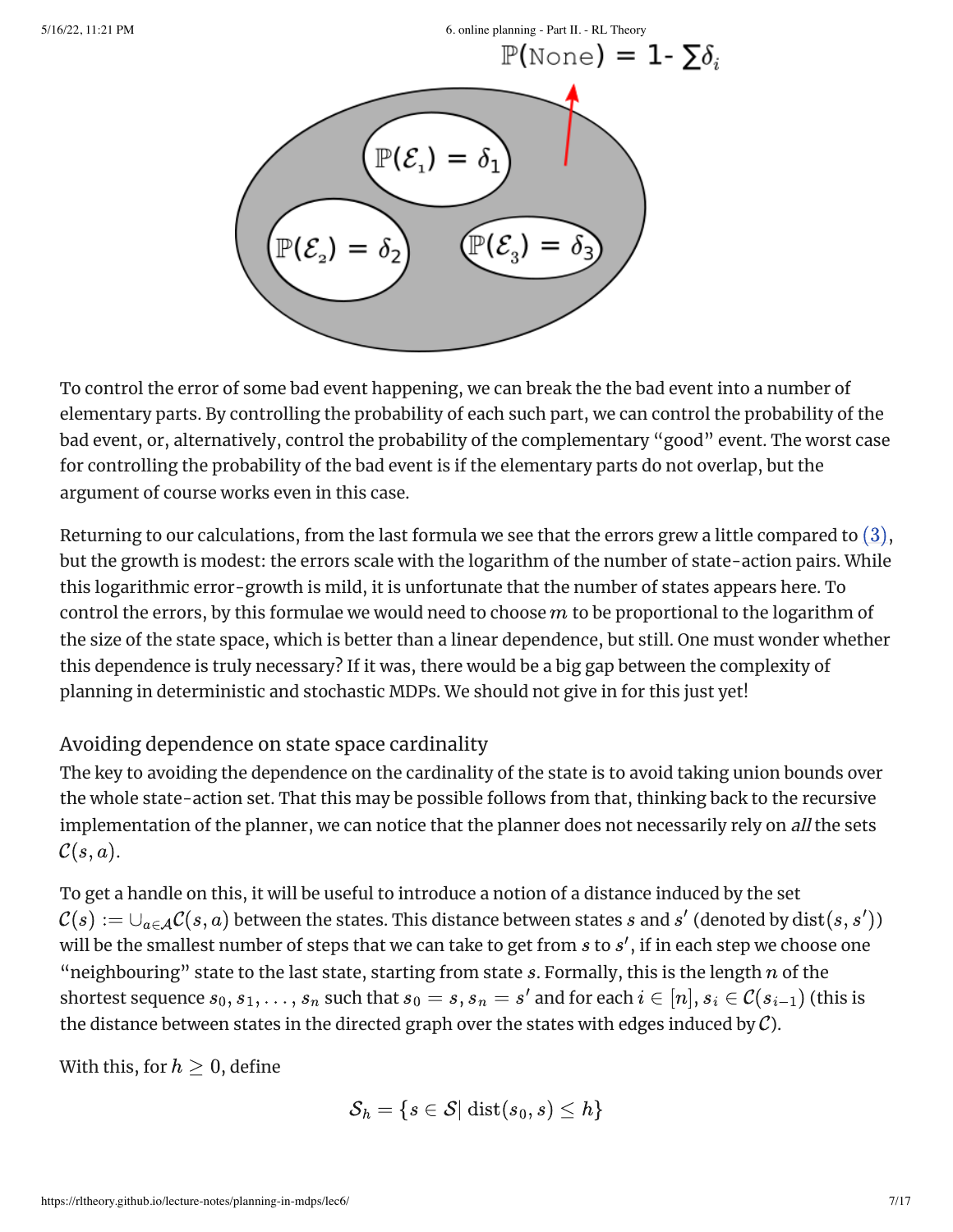To control the error of some bad event happening, we can break the the bad event into a number of elementary parts. By controlling the probability of each such part, we can control the probability of the bad event, or, alternatively, control the probability of the complementary "good" event. The worst case for controlling the probability of the bad event is if the elementary parts do not overlap, but the argument of course works even in this case.

Returning to our calculations, from the last formula we see that the errors grew a little compared to (3), but the growth is modest: the errors scale with the logarithm of the number of state-action pairs. While this logarithmic error-growth is mild, it is unfortunate that the number of states appears here. To control the errors, by this formulae we would need to choose $m$ to be proportional to the logarithm of the size of the state space, which is better than a linear dependence, but still. One must wonder whether this dependence is truly necessary? If it was, there would be a big gap between the complexity of planning in deterministic and stochastic MDPs. We should not give in for this just yet!

## Avoiding dependence on state space cardinality

The key to avoiding the dependence on the cardinality of the state is to avoid taking union bounds over the whole state-action set. That this may be possible follows from that, thinking back to the recursive implementation of the planner, we can notice that the planner does not necessarily rely on *all* the sets $\mathcal{C}(s, a)$.

To get a handle on this, it will be useful to introduce a notion of a distance induced by the set $\mathcal{C}(s) := \cup_{a \in \mathcal{A}} \mathcal{C}(s, a)$ between the states. This distance between states $s$ and $s'$ (denoted by $\text{dist}(s, s')$) will be the smallest number of steps that we can take to get from $s$ to $s'$, if in each step we choose one "neighbouring" state to the last state, starting from state $s$. Formally, this is the length $n$ of the shortest sequence $s_0, s_1, \ldots, s_n$ such that $s_0 = s$, $s_n = s'$ and for each $i \in [n]$, $s_i \in \mathcal{C}(s_{i-1})$ (this is the distance between states in the directed graph over the states with edges induced by $\mathcal{C}$).

With this, for $h \geq 0$, define

$$\mathcal{S}_h = \{s \in \mathcal{S} | \text{ dist}(s_0, s) \leq h\}$$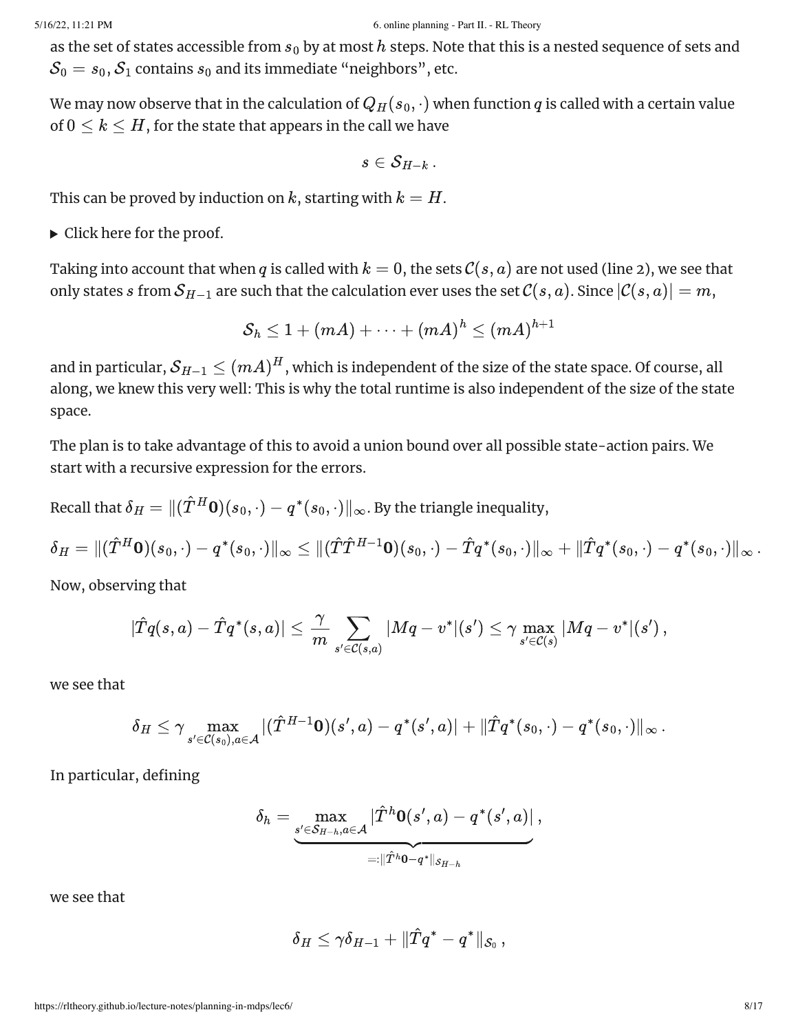as the set of states accessible from $s_0$ by at most $h$ steps. Note that this is a nested sequence of sets and $\mathcal{S}_0 = s_0, \mathcal{S}_1$ contains $s_0$ and its immediate "neighbors", etc.

We may now observe that in the calculation of $Q_H(s_0, \cdot)$ when function $q$ is called with a certain value of $0 \le k \le H$, for the state that appears in the call we have

$$s \in \mathcal{S}_{H-k}\,.$$

This can be proved by induction on $k$, starting with $k = H$.

▶ Click here for the proof.

Taking into account that when $q$ is called with $k = 0$, the sets $\mathcal{C}(s, a)$ are not used (line 2), we see that only states $s$ from $\mathcal{S}_{H-1}$ are such that the calculation ever uses the set $\mathcal{C}(s, a)$. Since $|\mathcal{C}(s, a)| = m$,

$$\mathcal{S}_h \le 1 + (mA) + \cdots + (mA)^h \le (mA)^{h+1}$$

and in particular, $\mathcal{S}_{H-1} \le (mA)^H$, which is independent of the size of the state space. Of course, all along, we knew this very well: This is why the total runtime is also independent of the size of the state space.

The plan is to take advantage of this to avoid a union bound over all possible state-action pairs. We start with a recursive expression for the errors.

Recall that $\delta_H = \|(\hat{T}^H \mathbf{0})(s_0, \cdot) - q^*(s_0, \cdot)\|_\infty$. By the triangle inequality,

$$\delta_H = \|(\hat{T}^H \mathbf{0})(s_0, \cdot) - q^*(s_0, \cdot)\|_\infty \le \|(\hat{T}\hat{T}^{H-1}\mathbf{0})(s_0, \cdot) - \hat{T}q^*(s_0, \cdot)\|_\infty + \|\hat{T}q^*(s_0, \cdot) - q^*(s_0, \cdot)\|_\infty\,.$$

Now, observing that

$$|\hat{T}q(s, a) - \hat{T}q^*(s, a)| \le \frac{\gamma}{m} \sum_{s' \in \mathcal{C}(s,a)} |Mq - v^*|(s') \le \gamma \max_{s' \in \mathcal{C}(s)} |Mq - v^*|(s')\,,$$

we see that

$$\delta_H \le \gamma \max_{s' \in \mathcal{C}(s_0), a \in \mathcal{A}} |(\hat{T}^{H-1}\mathbf{0})(s', a) - q^*(s', a)| + \|\hat{T}q^*(s_0, \cdot) - q^*(s_0, \cdot)\|_\infty\,.$$

In particular, defining

$$\delta_h = \underbrace{\max_{s' \in \mathcal{S}_{H-h}, a \in \mathcal{A}} |\hat{T}^h \mathbf{0}(s', a) - q^*(s', a)|}_{=:\|\hat{T}^h\mathbf{0} - q^*\|_{\mathcal{S}_{H-h}}}\,,$$

we see that

$$\delta_H \le \gamma \delta_{H-1} + \|\hat{T}q^* - q^*\|_{\mathcal{S}_0}\,,$$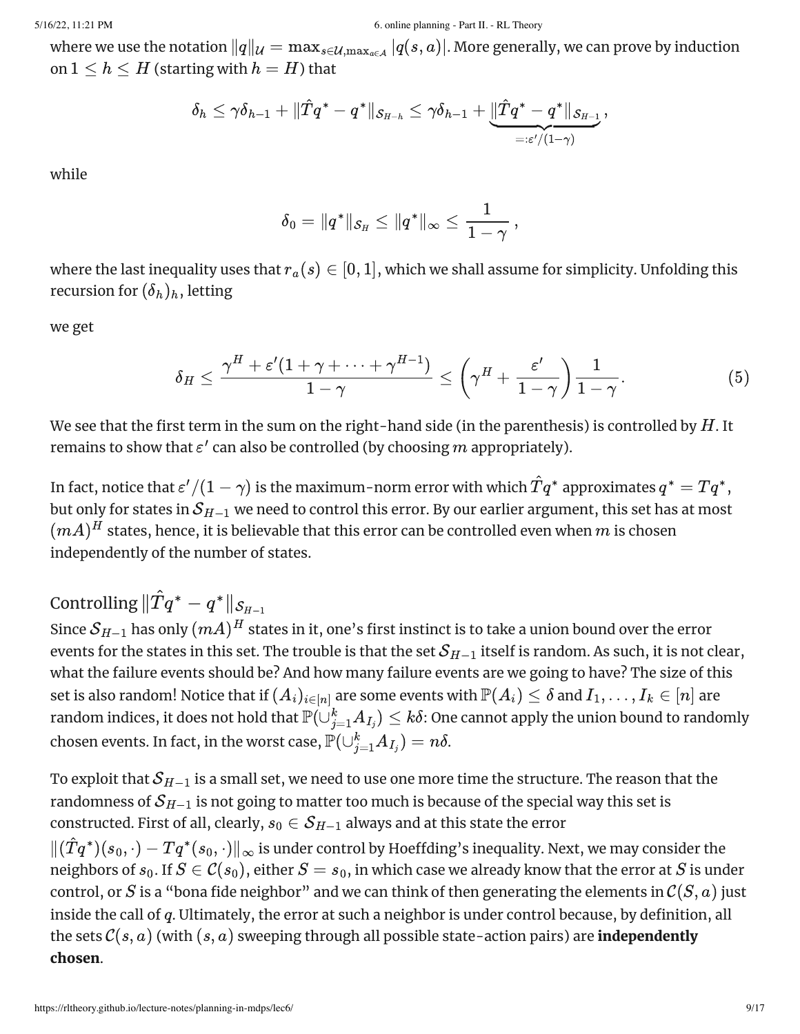where we use the notation $\|q\|_{\mathcal{U}} = \max_{s\in\mathcal{U},\max_{a\in\mathcal{A}}} |q(s,a)|$. More generally, we can prove by induction on $1 \le h \le H$ (starting with $h = H$) that

$$\delta_h \le \gamma\delta_{h-1} + \|\hat{T}q^* - q^*\|_{\mathcal{S}_{H-h}} \le \gamma\delta_{h-1} + \underbrace{\|\hat{T}q^* - q^*\|_{\mathcal{S}_{H-1}}}_{=:\varepsilon'/(1-\gamma)},$$

while

$$\delta_0 = \|q^*\|_{\mathcal{S}_H} \le \|q^*\|_\infty \le \frac{1}{1-\gamma},$$

where the last inequality uses that $r_a(s) \in [0,1]$, which we shall assume for simplicity. Unfolding this recursion for $(\delta_h)_h$, letting

we get

$$\delta_H \le \frac{\gamma^H + \varepsilon'(1+\gamma+\dots+\gamma^{H-1})}{1-\gamma} \le \left(\gamma^H + \frac{\varepsilon'}{1-\gamma}\right)\frac{1}{1-\gamma}. \tag{5}$$

We see that the first term in the sum on the right-hand side (in the parenthesis) is controlled by $H$. It remains to show that $\varepsilon'$ can also be controlled (by choosing $m$ appropriately).

In fact, notice that $\varepsilon'/(1-\gamma)$ is the maximum-norm error with which $\hat{T}q^*$ approximates $q^* = Tq^*$, but only for states in $\mathcal{S}_{H-1}$ we need to control this error. By our earlier argument, this set has at most $(mA)^H$ states, hence, it is believable that this error can be controlled even when $m$ is chosen independently of the number of states.

## Controlling $\|\hat{T}q^* - q^*\|_{\mathcal{S}_{H-1}}$

Since $\mathcal{S}_{H-1}$ has only $(mA)^H$ states in it, one's first instinct is to take a union bound over the error events for the states in this set. The trouble is that the set $\mathcal{S}_{H-1}$ itself is random. As such, it is not clear, what the failure events should be? And how many failure events are we going to have? The size of this set is also random! Notice that if $(A_i)_{i\in[n]}$ are some events with $\mathbb{P}(A_i) \le \delta$ and $I_1,\dots,I_k \in [n]$ are random indices, it does not hold that $\mathbb{P}(\cup_{j=1}^k A_{I_j}) \le k\delta$: One cannot apply the union bound to randomly chosen events. In fact, in the worst case, $\mathbb{P}(\cup_{j=1}^k A_{I_j}) = n\delta$.

To exploit that $\mathcal{S}_{H-1}$ is a small set, we need to use one more time the structure. The reason that the randomness of $\mathcal{S}_{H-1}$ is not going to matter too much is because of the special way this set is constructed. First of all, clearly, $s_0 \in \mathcal{S}_{H-1}$ always and at this state the error $\|(\hat{T}q^*)(s_0,\cdot) - Tq^*(s_0,\cdot)\|_\infty$ is under control by Hoeffding's inequality. Next, we may consider the neighbors of $s_0$. If $S \in \mathcal{C}(s_0)$, either $S = s_0$, in which case we already know that the error at $S$ is under control, or $S$ is a "bona fide neighbor" and we can think of then generating the elements in $\mathcal{C}(S,a)$ just inside the call of $q$. Ultimately, the error at such a neighbor is under control because, by definition, all the sets $\mathcal{C}(s,a)$ (with $(s,a)$ sweeping through all possible state-action pairs) are **independently chosen**.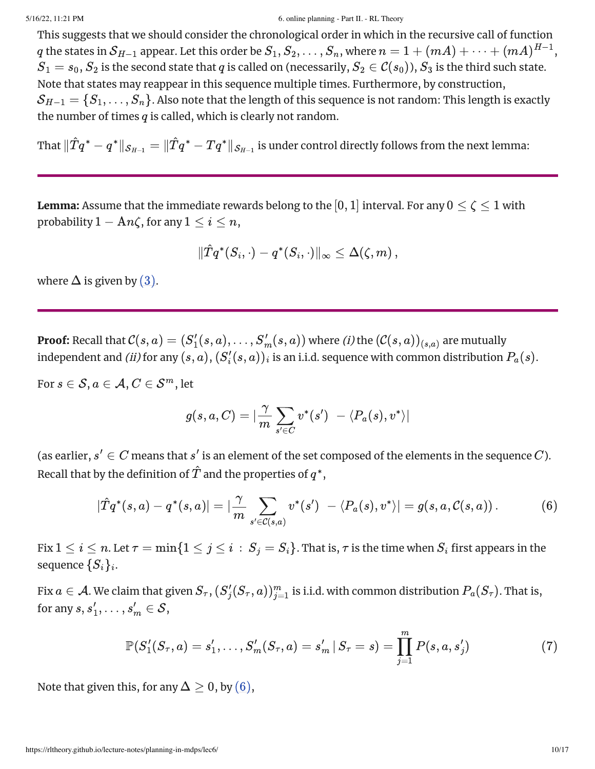This suggests that we should consider the chronological order in which in the recursive call of function $q$ the states in $\mathcal{S}_{H-1}$ appear. Let this order be $S_1, S_2, \dots, S_n$, where $n = 1 + (mA) + \dots + (mA)^{H-1}$, $S_1 = s_0$, $S_2$ is the second state that $q$ is called on (necessarily, $S_2 \in \mathcal{C}(s_0)$), $S_3$ is the third such state. Note that states may reappear in this sequence multiple times. Furthermore, by construction, $\mathcal{S}_{H-1} = \{S_1, \dots, S_n\}$. Also note that the length of this sequence is not random: This length is exactly the number of times $q$ is called, which is clearly not random.

That $\|\hat{T}q^* - q^*\|_{\mathcal{S}_{H-1}} = \|\hat{T}q^* - Tq^*\|_{\mathcal{S}_{H-1}}$ is under control directly follows from the next lemma:

---

**Lemma:** Assume that the immediate rewards belong to the $[0, 1]$ interval. For any $0 \le \zeta \le 1$ with probability $1 - An\zeta$, for any $1 \le i \le n$,

$$\|\hat{T}q^*(S_i, \cdot) - q^*(S_i, \cdot)\|_\infty \le \Delta(\zeta, m)\,,$$

where $\Delta$ is given by (3).

---

**Proof:** Recall that $\mathcal{C}(s, a) = (S'_1(s, a), \dots, S'_m(s, a))$ where *(i)* the $(\mathcal{C}(s, a))_{(s,a)}$ are mutually independent and *(ii)* for any $(s, a)$, $(S'_i(s, a))_i$ is an i.i.d. sequence with common distribution $P_a(s)$.

For $s \in \mathcal{S}, a \in \mathcal{A}, C \in \mathcal{S}^m$, let

$$g(s, a, C) = |\frac{\gamma}{m} \sum_{s' \in C} v^*(s') \; - \langle P_a(s), v^* \rangle|$$

(as earlier, $s' \in C$ means that $s'$ is an element of the set composed of the elements in the sequence $C$). Recall that by the definition of $\hat{T}$ and the properties of $q^*$,

$$|\hat{T}q^*(s, a) - q^*(s, a)| = |\frac{\gamma}{m} \sum_{s' \in \mathcal{C}(s,a)} v^*(s') \; - \langle P_a(s), v^* \rangle| = g(s, a, \mathcal{C}(s, a))\,. \tag{6}$$

Fix $1 \le i \le n$. Let $\tau = \min\{1 \le j \le i \,:\, S_j = S_i\}$. That is, $\tau$ is the time when $S_i$ first appears in the sequence $\{S_i\}_i$.

Fix $a \in \mathcal{A}$. We claim that given $S_\tau$, $(S'_j(S_\tau, a))_{j=1}^m$ is i.i.d. with common distribution $P_a(S_\tau)$. That is, for any $s, s'_1, \dots, s'_m \in \mathcal{S}$,

$$\mathbb{P}(S'_1(S_\tau, a) = s'_1, \dots, S'_m(S_\tau, a) = s'_m \,|\, S_\tau = s) = \prod_{j=1}^{m} P(s, a, s'_j) \tag{7}$$

Note that given this, for any $\Delta \ge 0$, by (6),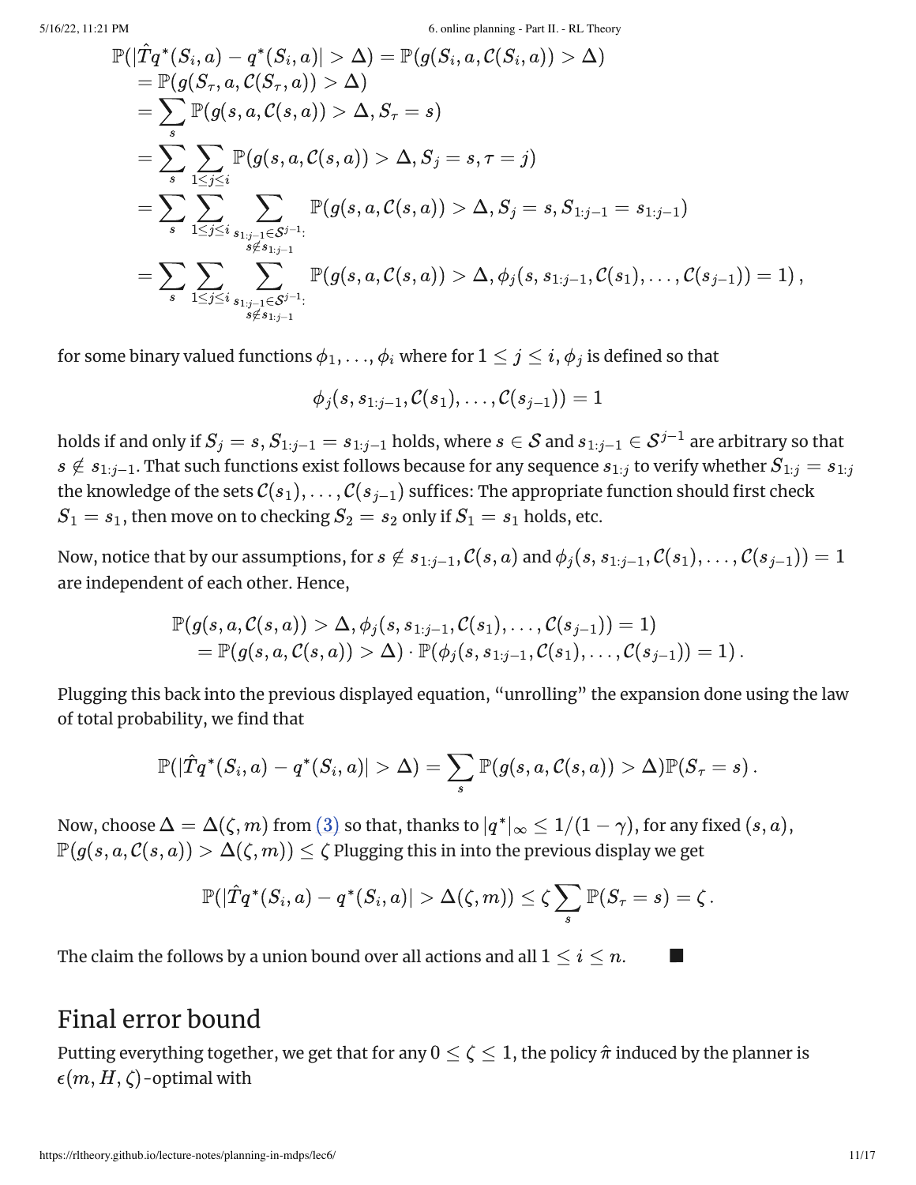$$
\begin{aligned}
\mathbb{P}(|\hat{T}q^*(S_i,a) - q^*(S_i,a)| > \Delta) &= \mathbb{P}(g(S_i,a,\mathcal{C}(S_i,a)) > \Delta) \\
&= \mathbb{P}(g(S_\tau,a,\mathcal{C}(S_\tau,a)) > \Delta) \\
&= \sum_s \mathbb{P}(g(s,a,\mathcal{C}(s,a)) > \Delta, S_\tau = s) \\
&= \sum_s \sum_{1\le j\le i} \mathbb{P}(g(s,a,\mathcal{C}(s,a)) > \Delta, S_j = s, \tau = j) \\
&= \sum_s \sum_{1\le j\le i} \sum_{\substack{s_{1:j-1}\in\mathcal{S}^{j-1}: \\ s\notin s_{1:j-1}}} \mathbb{P}(g(s,a,\mathcal{C}(s,a)) > \Delta, S_j = s, S_{1:j-1} = s_{1:j-1}) \\
&= \sum_s \sum_{1\le j\le i} \sum_{\substack{s_{1:j-1}\in\mathcal{S}^{j-1}: \\ s\notin s_{1:j-1}}} \mathbb{P}(g(s,a,\mathcal{C}(s,a)) > \Delta, \phi_j(s, s_{1:j-1}, \mathcal{C}(s_1),\dots,\mathcal{C}(s_{j-1})) = 1)\,,
\end{aligned}
$$

for some binary valued functions $\phi_1,\dots,\phi_i$ where for $1 \le j \le i$, $\phi_j$ is defined so that

$$
\phi_j(s, s_{1:j-1}, \mathcal{C}(s_1),\dots,\mathcal{C}(s_{j-1})) = 1
$$

holds if and only if $S_j = s, S_{1:j-1} = s_{1:j-1}$ holds, where $s \in \mathcal{S}$ and $s_{1:j-1} \in \mathcal{S}^{j-1}$ are arbitrary so that $s \notin s_{1:j-1}$. That such functions exist follows because for any sequence $s_{1:j}$ to verify whether $S_{1:j} = s_{1:j}$ the knowledge of the sets $\mathcal{C}(s_1),\dots,\mathcal{C}(s_{j-1})$ suffices: The appropriate function should first check $S_1 = s_1$, then move on to checking $S_2 = s_2$ only if $S_1 = s_1$ holds, etc.

Now, notice that by our assumptions, for $s \notin s_{1:j-1}$, $\mathcal{C}(s,a)$ and $\phi_j(s, s_{1:j-1}, \mathcal{C}(s_1),\dots,\mathcal{C}(s_{j-1})) = 1$ are independent of each other. Hence,

$$
\begin{aligned}
&\mathbb{P}(g(s,a,\mathcal{C}(s,a)) > \Delta, \phi_j(s, s_{1:j-1}, \mathcal{C}(s_1),\dots,\mathcal{C}(s_{j-1})) = 1) \\
&\quad = \mathbb{P}(g(s,a,\mathcal{C}(s,a)) > \Delta) \cdot \mathbb{P}(\phi_j(s, s_{1:j-1}, \mathcal{C}(s_1),\dots,\mathcal{C}(s_{j-1})) = 1)\,.
\end{aligned}
$$

Plugging this back into the previous displayed equation, "unrolling" the expansion done using the law of total probability, we find that

$$
\mathbb{P}(|\hat{T}q^*(S_i,a) - q^*(S_i,a)| > \Delta) = \sum_s \mathbb{P}(g(s,a,\mathcal{C}(s,a)) > \Delta)\mathbb{P}(S_\tau = s)\,.
$$

Now, choose $\Delta = \Delta(\zeta, m)$ from (3) so that, thanks to $|q^*|_\infty \le 1/(1-\gamma)$, for any fixed $(s,a)$, $\mathbb{P}(g(s,a,\mathcal{C}(s,a)) > \Delta(\zeta,m)) \le \zeta$ Plugging this in into the previous display we get

$$
\mathbb{P}(|\hat{T}q^*(S_i,a) - q^*(S_i,a)| > \Delta(\zeta,m)) \le \zeta \sum_s \mathbb{P}(S_\tau = s) = \zeta\,.
$$

The claim the follows by a union bound over all actions and all $1 \le i \le n$. ■

## Final error bound

Putting everything together, we get that for any $0 \le \zeta \le 1$, the policy $\hat{\pi}$ induced by the planner is $\epsilon(m, H, \zeta)$-optimal with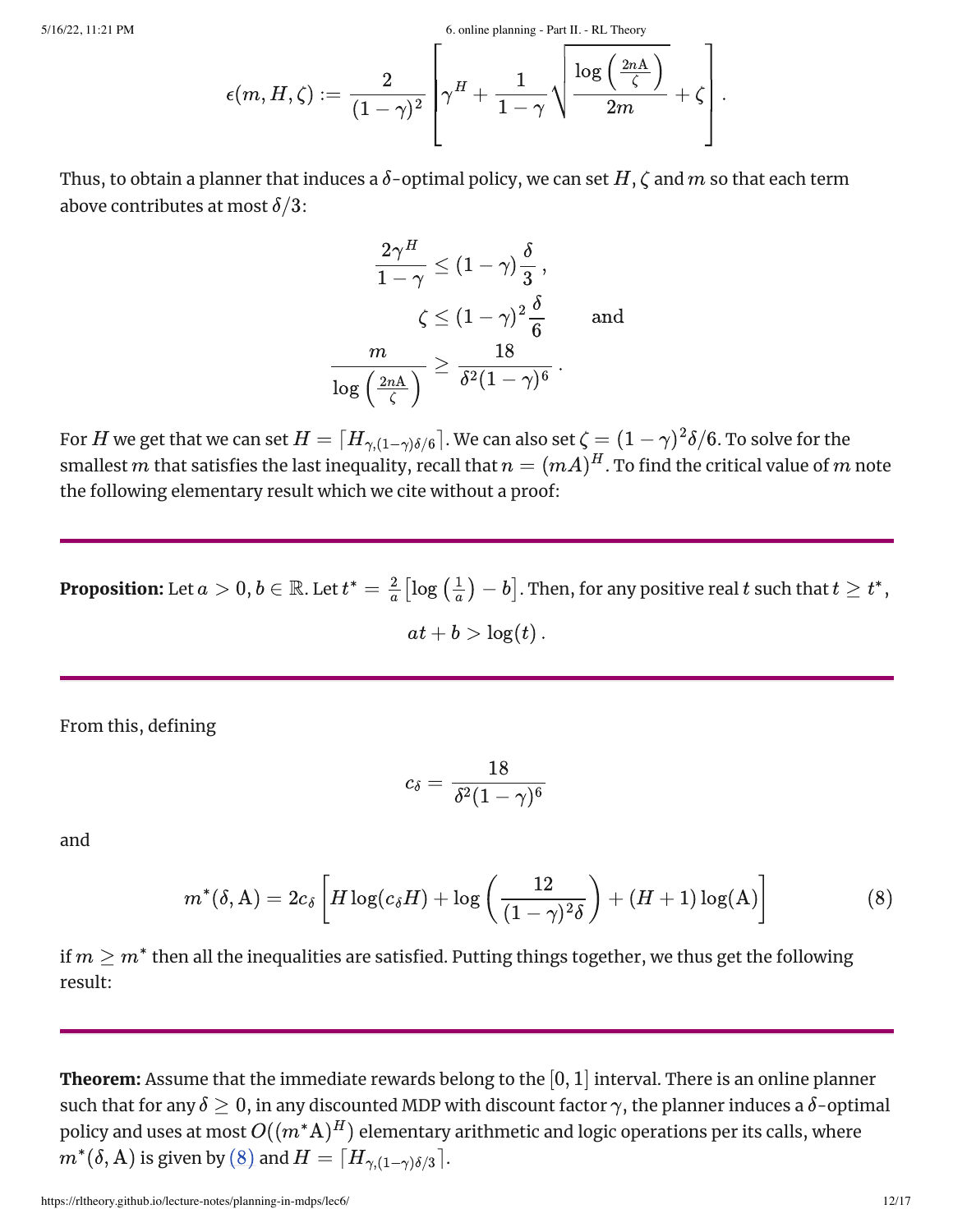$$\epsilon(m, H, \zeta) := \frac{2}{(1-\gamma)^2}\left[\gamma^H + \frac{1}{1-\gamma}\sqrt{\frac{\log\left(\frac{2n\mathrm{A}}{\zeta}\right)}{2m}} + \zeta\right].$$

Thus, to obtain a planner that induces a $\delta$-optimal policy, we can set $H, \zeta$ and $m$ so that each term above contributes at most $\delta/3$:

$$\frac{2\gamma^H}{1-\gamma} \leq (1-\gamma)\frac{\delta}{3}\,,$$

$$\zeta \leq (1-\gamma)^2\frac{\delta}{6} \qquad \text{and}$$

$$\frac{m}{\log\left(\frac{2n\mathrm{A}}{\zeta}\right)} \geq \frac{18}{\delta^2(1-\gamma)^6}\,.$$

For $H$ we get that we can set $H = \lceil H_{\gamma,(1-\gamma)\delta/6}\rceil$. We can also set $\zeta = (1-\gamma)^2\delta/6$. To solve for the smallest $m$ that satisfies the last inequality, recall that $n = (mA)^H$. To find the critical value of $m$ note the following elementary result which we cite without a proof:

---

**Proposition:** Let $a > 0, b \in \mathbb{R}$. Let $t^* = \frac{2}{a}\left[\log\left(\frac{1}{a}\right) - b\right]$. Then, for any positive real $t$ such that $t \geq t^*$,

$$at + b > \log(t)\,.$$

---

From this, defining

$$c_\delta = \frac{18}{\delta^2(1-\gamma)^6}$$

and

$$m^*(\delta, \mathrm{A}) = 2c_\delta\left[H\log(c_\delta H) + \log\left(\frac{12}{(1-\gamma)^2\delta}\right) + (H+1)\log(\mathrm{A})\right] \tag{8}$$

if $m \geq m^*$ then all the inequalities are satisfied. Putting things together, we thus get the following result:

---

**Theorem:** Assume that the immediate rewards belong to the $[0, 1]$ interval. There is an online planner such that for any $\delta \geq 0$, in any discounted MDP with discount factor $\gamma$, the planner induces a $\delta$-optimal policy and uses at most $O((m^*\mathrm{A})^H)$ elementary arithmetic and logic operations per its calls, where $m^*(\delta, \mathrm{A})$ is given by (8) and $H = \lceil H_{\gamma,(1-\gamma)\delta/3}\rceil$.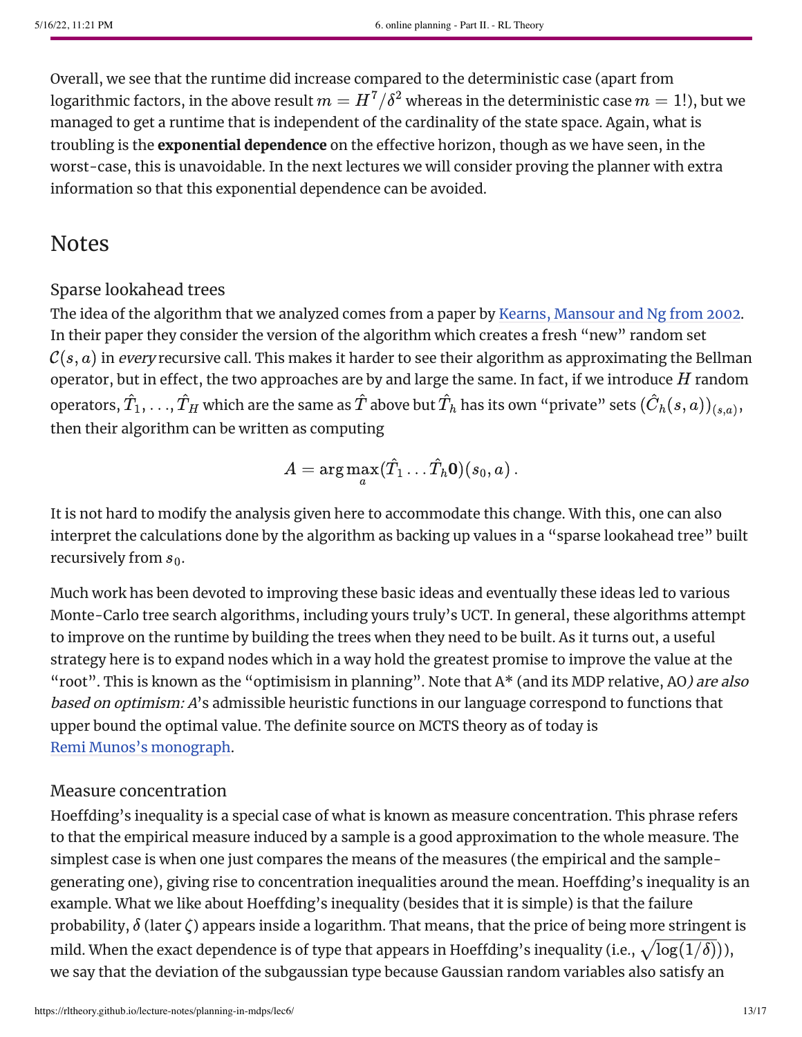Overall, we see that the runtime did increase compared to the deterministic case (apart from logarithmic factors, in the above result $m = H^7/\delta^2$ whereas in the deterministic case $m = 1!$), but we managed to get a runtime that is independent of the cardinality of the state space. Again, what is troubling is the **exponential dependence** on the effective horizon, though as we have seen, in the worst-case, this is unavoidable. In the next lectures we will consider proving the planner with extra information so that this exponential dependence can be avoided.

## Notes

### Sparse lookahead trees

The idea of the algorithm that we analyzed comes from a paper by Kearns, Mansour and Ng from 2002. In their paper they consider the version of the algorithm which creates a fresh "new" random set $\mathcal{C}(s, a)$ in *every* recursive call. This makes it harder to see their algorithm as approximating the Bellman operator, but in effect, the two approaches are by and large the same. In fact, if we introduce $H$ random operators, $\hat{T}_1, \ldots, \hat{T}_H$ which are the same as $\hat{T}$ above but $\hat{T}_h$ has its own "private" sets $(\hat{C}_h(s, a))_{(s,a)}$, then their algorithm can be written as computing

$$A = \arg\max_a (\hat{T}_1 \ldots \hat{T}_h \mathbf{0})(s_0, a)\,.$$

It is not hard to modify the analysis given here to accommodate this change. With this, one can also interpret the calculations done by the algorithm as backing up values in a "sparse lookahead tree" built recursively from $s_0$.

Much work has been devoted to improving these basic ideas and eventually these ideas led to various Monte-Carlo tree search algorithms, including yours truly's UCT. In general, these algorithms attempt to improve on the runtime by building the trees when they need to be built. As it turns out, a useful strategy here is to expand nodes which in a way hold the greatest promise to improve the value at the "root". This is known as the "optimisism in planning". Note that A* (and its MDP relative, AO*) are also based on optimism: A*'s admissible heuristic functions in our language correspond to functions that upper bound the optimal value. The definite source on MCTS theory as of today is Remi Munos's monograph.

### Measure concentration

Hoeffding's inequality is a special case of what is known as measure concentration. This phrase refers to that the empirical measure induced by a sample is a good approximation to the whole measure. The simplest case is when one just compares the means of the measures (the empirical and the sample-generating one), giving rise to concentration inequalities around the mean. Hoeffding's inequality is an example. What we like about Hoeffding's inequality (besides that it is simple) is that the failure probability, $\delta$ (later $\zeta$) appears inside a logarithm. That means, that the price of being more stringent is mild. When the exact dependence is of type that appears in Hoeffding's inequality (i.e., $\sqrt{\log(1/\delta)}$)), we say that the deviation of the subgaussian type because Gaussian random variables also satisfy an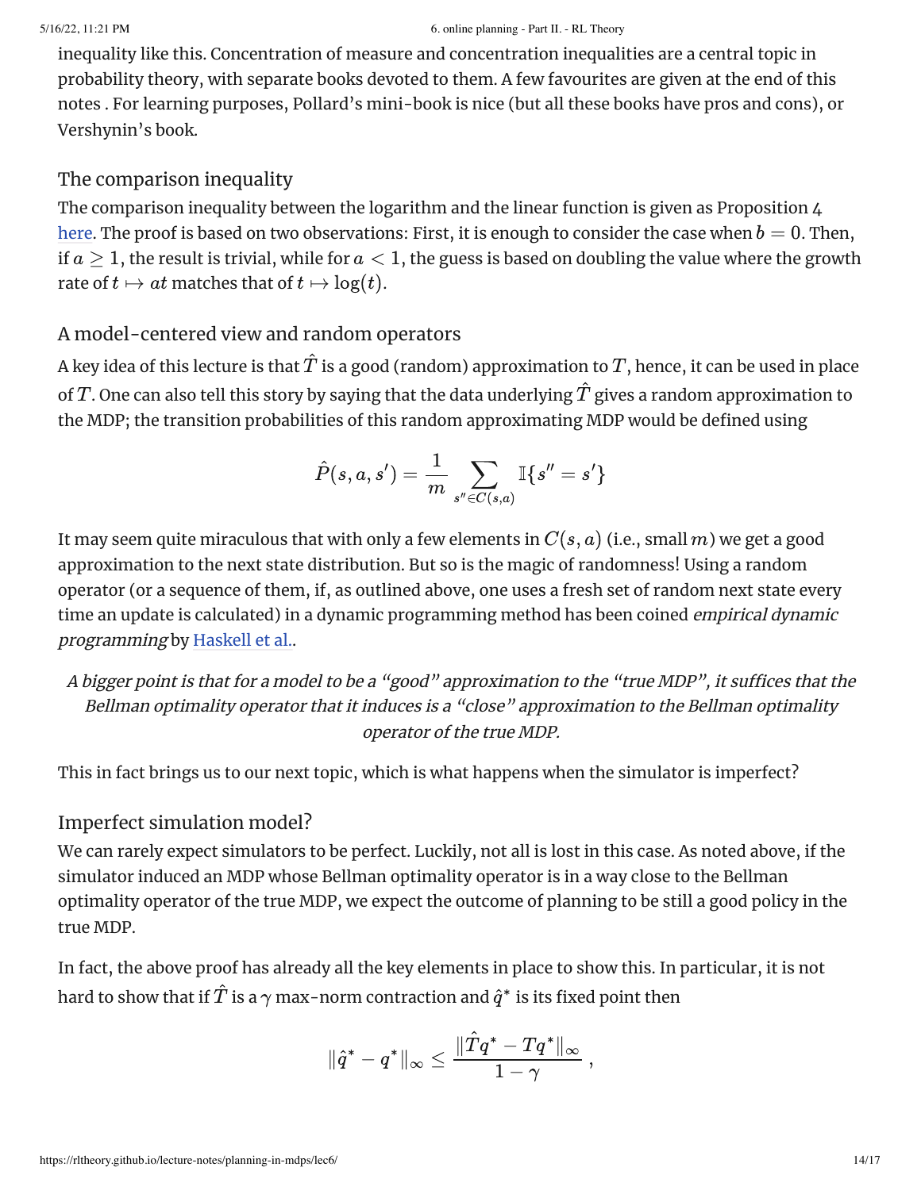inequality like this. Concentration of measure and concentration inequalities are a central topic in probability theory, with separate books devoted to them. A few favourites are given at the end of this notes . For learning purposes, Pollard's mini-book is nice (but all these books have pros and cons), or Vershynin's book.

### The comparison inequality

The comparison inequality between the logarithm and the linear function is given as Proposition 4 here. The proof is based on two observations: First, it is enough to consider the case when $b = 0$. Then, if $a \ge 1$, the result is trivial, while for $a < 1$, the guess is based on doubling the value where the growth rate of $t \mapsto at$ matches that of $t \mapsto \log(t)$.

### A model-centered view and random operators

A key idea of this lecture is that $\hat{T}$ is a good (random) approximation to $T$, hence, it can be used in place of $T$. One can also tell this story by saying that the data underlying $\hat{T}$ gives a random approximation to the MDP; the transition probabilities of this random approximating MDP would be defined using

$$\hat{P}(s,a,s') = \frac{1}{m} \sum_{s'' \in C(s,a)} \mathbb{I}\{s'' = s'\}$$

It may seem quite miraculous that with only a few elements in $C(s,a)$ (i.e., small $m$) we get a good approximation to the next state distribution. But so is the magic of randomness! Using a random operator (or a sequence of them, if, as outlined above, one uses a fresh set of random next state every time an update is calculated) in a dynamic programming method has been coined *empirical dynamic programming* by Haskell et al..

*A bigger point is that for a model to be a "good" approximation to the "true MDP", it suffices that the Bellman optimality operator that it induces is a "close" approximation to the Bellman optimality operator of the true MDP.*

This in fact brings us to our next topic, which is what happens when the simulator is imperfect?

### Imperfect simulation model?

We can rarely expect simulators to be perfect. Luckily, not all is lost in this case. As noted above, if the simulator induced an MDP whose Bellman optimality operator is in a way close to the Bellman optimality operator of the true MDP, we expect the outcome of planning to be still a good policy in the true MDP.

In fact, the above proof has already all the key elements in place to show this. In particular, it is not hard to show that if $\hat{T}$ is a $\gamma$ max-norm contraction and $\hat{q}^*$ is its fixed point then

$$\|\hat{q}^* - q^*\|_\infty \le \frac{\|\hat{T}q^* - Tq^*\|_\infty}{1-\gamma} ,$$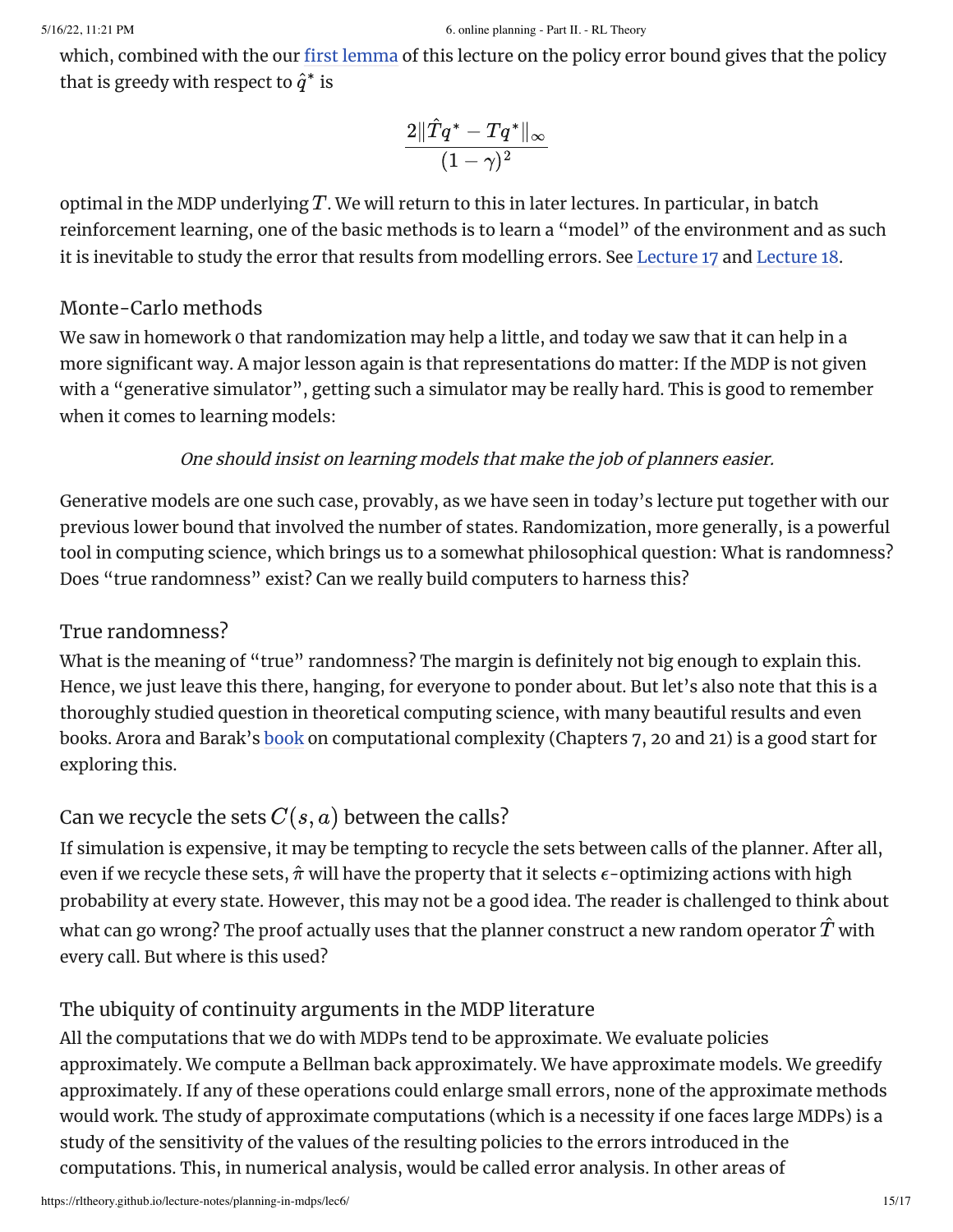which, combined with the our first lemma of this lecture on the policy error bound gives that the policy that is greedy with respect to $\hat{q}^*$ is

$$\frac{2\|\hat{T}q^* - Tq^*\|_\infty}{(1-\gamma)^2}$$

optimal in the MDP underlying $T$. We will return to this in later lectures. In particular, in batch reinforcement learning, one of the basic methods is to learn a "model" of the environment and as such it is inevitable to study the error that results from modelling errors. See Lecture 17 and Lecture 18.

## Monte-Carlo methods

We saw in homework 0 that randomization may help a little, and today we saw that it can help in a more significant way. A major lesson again is that representations do matter: If the MDP is not given with a "generative simulator", getting such a simulator may be really hard. This is good to remember when it comes to learning models:

*One should insist on learning models that make the job of planners easier.*

Generative models are one such case, provably, as we have seen in today's lecture put together with our previous lower bound that involved the number of states. Randomization, more generally, is a powerful tool in computing science, which brings us to a somewhat philosophical question: What is randomness? Does "true randomness" exist? Can we really build computers to harness this?

## True randomness?

What is the meaning of "true" randomness? The margin is definitely not big enough to explain this. Hence, we just leave this there, hanging, for everyone to ponder about. But let's also note that this is a thoroughly studied question in theoretical computing science, with many beautiful results and even books. Arora and Barak's book on computational complexity (Chapters 7, 20 and 21) is a good start for exploring this.

## Can we recycle the sets $C(s, a)$ between the calls?

If simulation is expensive, it may be tempting to recycle the sets between calls of the planner. After all, even if we recycle these sets, $\hat{\pi}$ will have the property that it selects $\epsilon$-optimizing actions with high probability at every state. However, this may not be a good idea. The reader is challenged to think about what can go wrong? The proof actually uses that the planner construct a new random operator $\hat{T}$ with every call. But where is this used?

## The ubiquity of continuity arguments in the MDP literature

All the computations that we do with MDPs tend to be approximate. We evaluate policies approximately. We compute a Bellman back approximately. We have approximate models. We greedify approximately. If any of these operations could enlarge small errors, none of the approximate methods would work. The study of approximate computations (which is a necessity if one faces large MDPs) is a study of the sensitivity of the values of the resulting policies to the errors introduced in the computations. This, in numerical analysis, would be called error analysis. In other areas of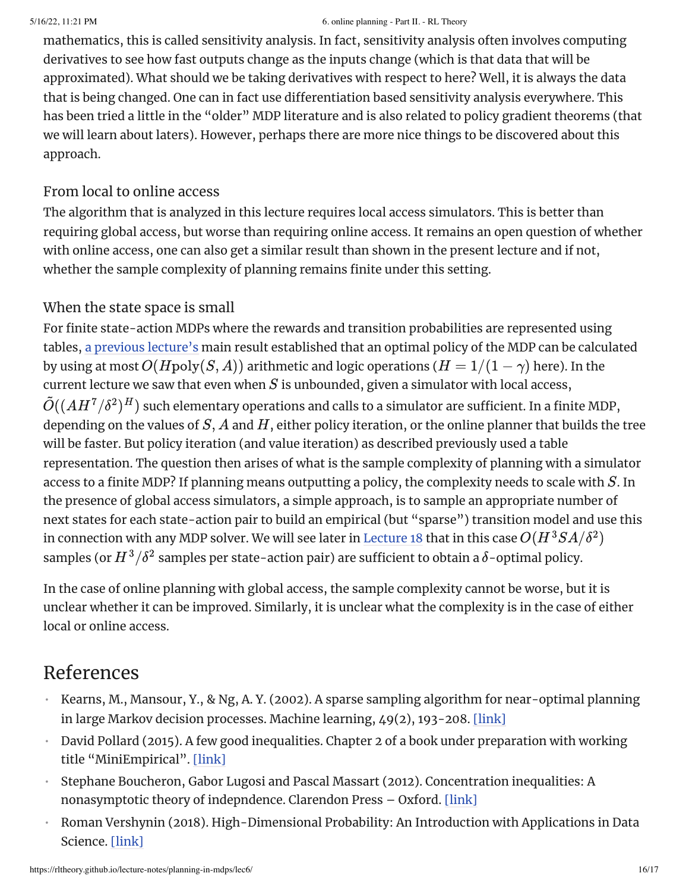mathematics, this is called sensitivity analysis. In fact, sensitivity analysis often involves computing derivatives to see how fast outputs change as the inputs change (which is that data that will be approximated). What should we be taking derivatives with respect to here? Well, it is always the data that is being changed. One can in fact use differentiation based sensitivity analysis everywhere. This has been tried a little in the "older" MDP literature and is also related to policy gradient theorems (that we will learn about laters). However, perhaps there are more nice things to be discovered about this approach.

### From local to online access

The algorithm that is analyzed in this lecture requires local access simulators. This is better than requiring global access, but worse than requiring online access. It remains an open question of whether with online access, one can also get a similar result than shown in the present lecture and if not, whether the sample complexity of planning remains finite under this setting.

### When the state space is small

For finite state-action MDPs where the rewards and transition probabilities are represented using tables, a previous lecture's main result established that an optimal policy of the MDP can be calculated by using at most $O(H\text{poly}(S, A))$ arithmetic and logic operations ($H = 1/(1-\gamma)$ here). In the current lecture we saw that even when $S$ is unbounded, given a simulator with local access, $\tilde{O}((AH^7/\delta^2)^H)$ such elementary operations and calls to a simulator are sufficient. In a finite MDP, depending on the values of $S$, $A$ and $H$, either policy iteration, or the online planner that builds the tree will be faster. But policy iteration (and value iteration) as described previously used a table representation. The question then arises of what is the sample complexity of planning with a simulator access to a finite MDP? If planning means outputting a policy, the complexity needs to scale with $S$. In the presence of global access simulators, a simple approach, is to sample an appropriate number of next states for each state-action pair to build an empirical (but "sparse") transition model and use this in connection with any MDP solver. We will see later in Lecture 18 that in this case $O(H^3SA/\delta^2)$ samples (or $H^3/\delta^2$ samples per state-action pair) are sufficient to obtain a $\delta$-optimal policy.

In the case of online planning with global access, the sample complexity cannot be worse, but it is unclear whether it can be improved. Similarly, it is unclear what the complexity is in the case of either local or online access.

## References

- Kearns, M., Mansour, Y., & Ng, A. Y. (2002). A sparse sampling algorithm for near-optimal planning in large Markov decision processes. Machine learning, 49(2), 193-208. [link]
- David Pollard (2015). A few good inequalities. Chapter 2 of a book under preparation with working title "MiniEmpirical". [link]
- Stephane Boucheron, Gabor Lugosi and Pascal Massart (2012). Concentration inequalities: A nonasymptotic theory of indepndence. Clarendon Press – Oxford. [link]
- Roman Vershynin (2018). High-Dimensional Probability: An Introduction with Applications in Data Science. [link]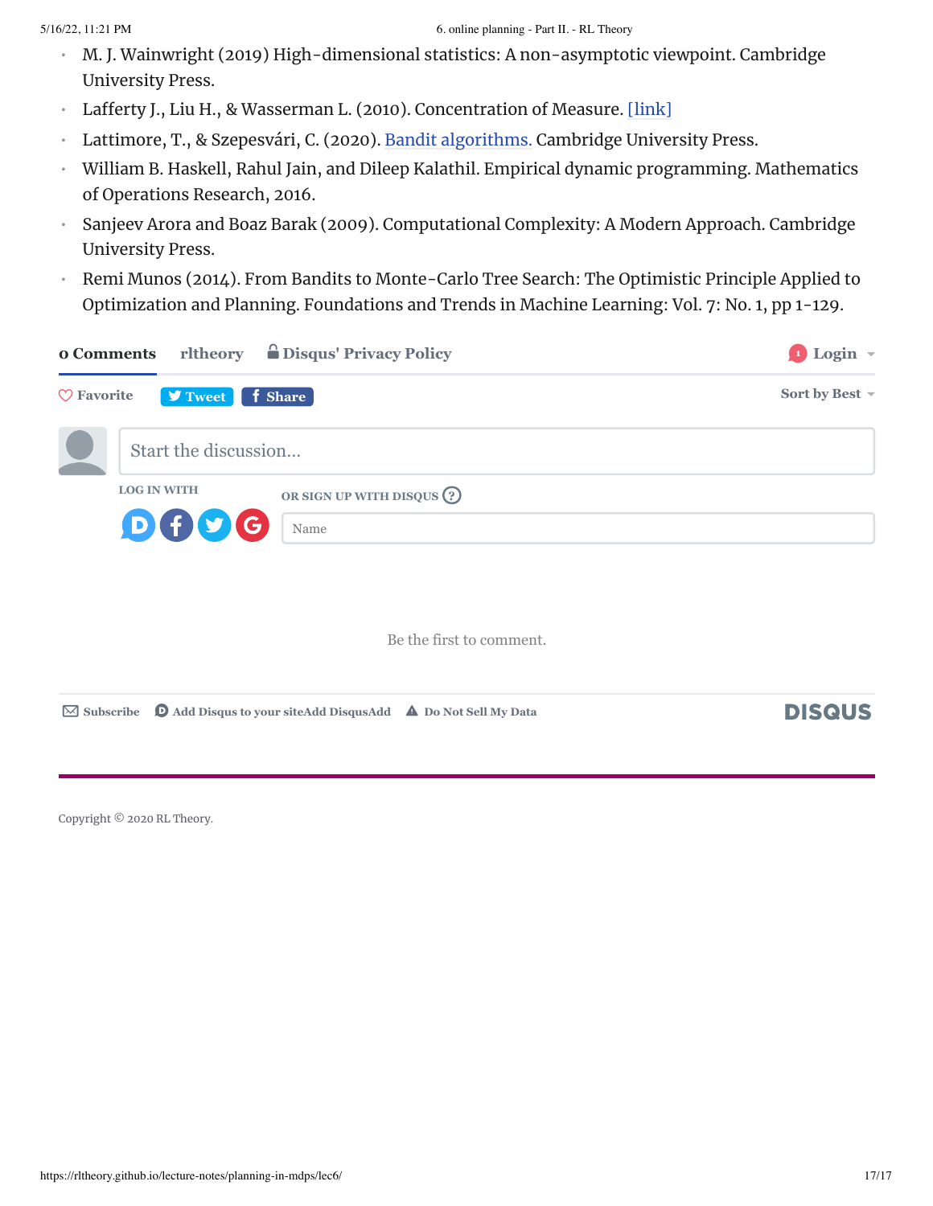- M. J. Wainwright (2019) High-dimensional statistics: A non-asymptotic viewpoint. Cambridge University Press.
- Lafferty J., Liu H., & Wasserman L. (2010). Concentration of Measure. [link]
- Lattimore, T., & Szepesvári, C. (2020). Bandit algorithms. Cambridge University Press.
- William B. Haskell, Rahul Jain, and Dileep Kalathil. Empirical dynamic programming. Mathematics of Operations Research, 2016.
- Sanjeev Arora and Boaz Barak (2009). Computational Complexity: A Modern Approach. Cambridge University Press.
- Remi Munos (2014). From Bandits to Monte-Carlo Tree Search: The Optimistic Principle Applied to Optimization and Planning. Foundations and Trends in Machine Learning: Vol. 7: No. 1, pp 1-129.

0 Comments rltheory Disqus' Privacy Policy Login

Favorite Tweet Share Sort by Best

Start the discussion…

LOG IN WITH

OR SIGN UP WITH DISQUS

Name

Be the first to comment.

Subscribe Add Disqus to your siteAdd DisqusAdd Do Not Sell My Data DISQUS

Copyright © 2020 RL Theory.